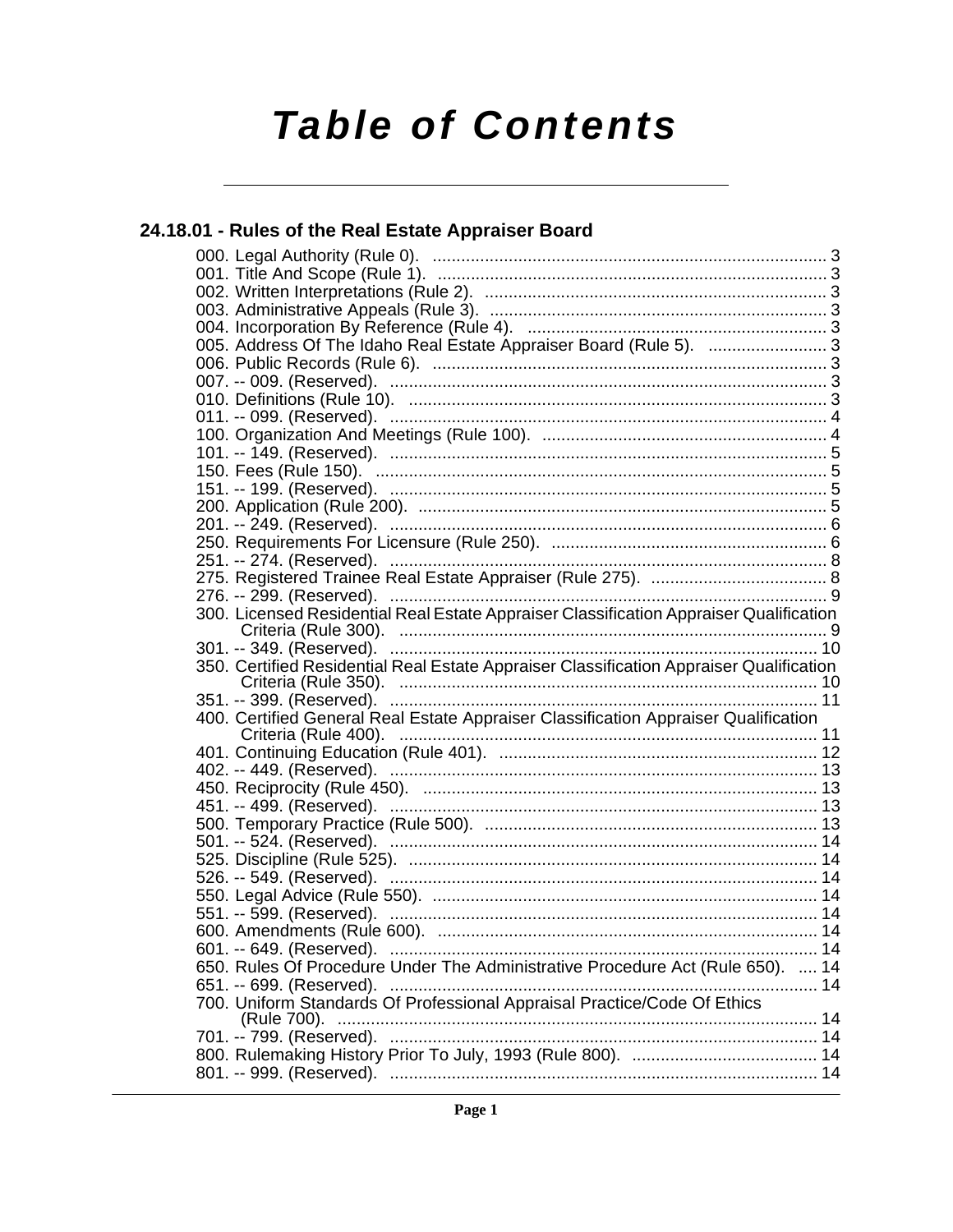# Table of Contents

## 24.18.01 - Rules of the Real Estate Appraiser Board

000. Legal Authority (Rule 0). .......... 3
001. Title And Scope (Rule 1). .......... 3
002. Written Interpretations (Rule 2). .......... 3
003. Administrative Appeals (Rule 3). .......... 3
004. Incorporation By Reference (Rule 4). .......... 3
005. Address Of The Idaho Real Estate Appraiser Board (Rule 5). .......... 3
006. Public Records (Rule 6). .......... 3
007. -- 009. (Reserved). .......... 3
010. Definitions (Rule 10). .......... 3
011. -- 099. (Reserved). .......... 4
100. Organization And Meetings (Rule 100). .......... 4
101. -- 149. (Reserved). .......... 5
150. Fees (Rule 150). .......... 5
151. -- 199. (Reserved). .......... 5
200. Application (Rule 200). .......... 5
201. -- 249. (Reserved). .......... 6
250. Requirements For Licensure (Rule 250). .......... 6
251. -- 274. (Reserved). .......... 8
275. Registered Trainee Real Estate Appraiser (Rule 275). .......... 8
276. -- 299. (Reserved). .......... 9
300. Licensed Residential Real Estate Appraiser Classification Appraiser Qualification Criteria (Rule 300). .......... 9
301. -- 349. (Reserved). .......... 10
350. Certified Residential Real Estate Appraiser Classification Appraiser Qualification Criteria (Rule 350). .......... 10
351. -- 399. (Reserved). .......... 11
400. Certified General Real Estate Appraiser Classification Appraiser Qualification Criteria (Rule 400). .......... 11
401. Continuing Education (Rule 401). .......... 12
402. -- 449. (Reserved). .......... 13
450. Reciprocity (Rule 450). .......... 13
451. -- 499. (Reserved). .......... 13
500. Temporary Practice (Rule 500). .......... 13
501. -- 524. (Reserved). .......... 14
525. Discipline (Rule 525). .......... 14
526. -- 549. (Reserved). .......... 14
550. Legal Advice (Rule 550). .......... 14
551. -- 599. (Reserved). .......... 14
600. Amendments (Rule 600). .......... 14
601. -- 649. (Reserved). .......... 14
650. Rules Of Procedure Under The Administrative Procedure Act (Rule 650). .......... 14
651. -- 699. (Reserved). .......... 14
700. Uniform Standards Of Professional Appraisal Practice/Code Of Ethics (Rule 700). .......... 14
701. -- 799. (Reserved). .......... 14
800. Rulemaking History Prior To July, 1993 (Rule 800). .......... 14
801. -- 999. (Reserved). .......... 14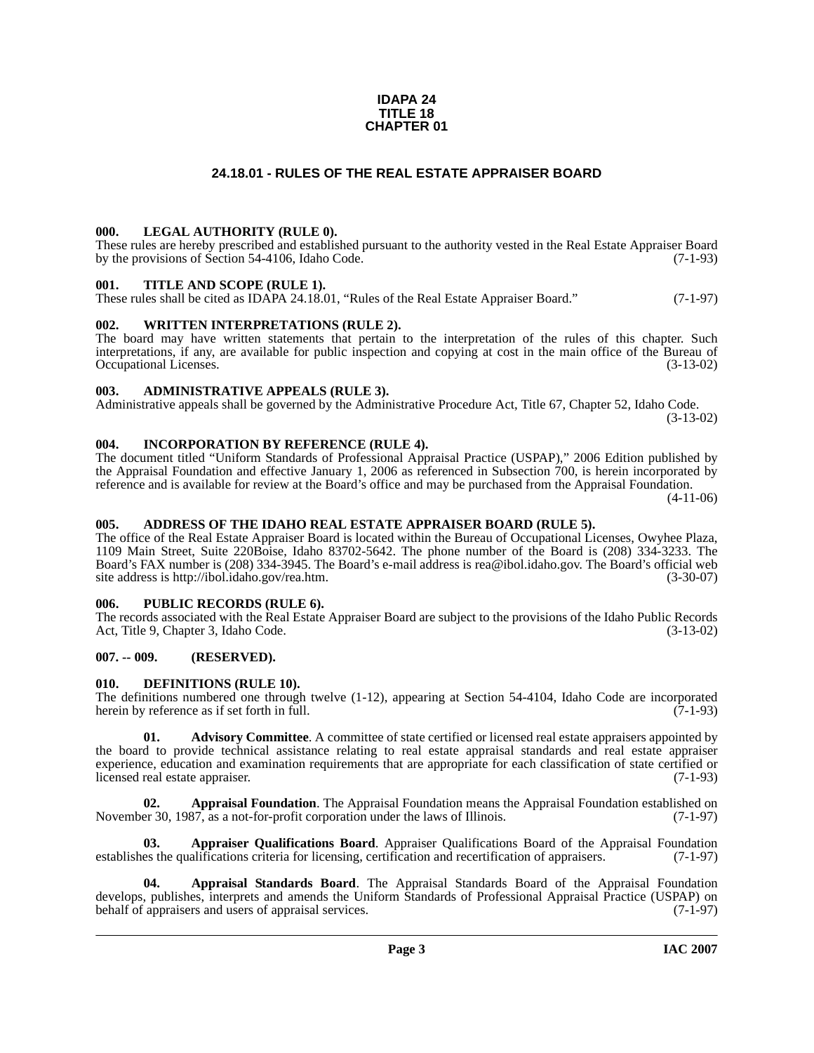**IDAPA 24**
**TITLE 18**
**CHAPTER 01**

## 24.18.01 - RULES OF THE REAL ESTATE APPRAISER BOARD

### 000. LEGAL AUTHORITY (RULE 0).

These rules are hereby prescribed and established pursuant to the authority vested in the Real Estate Appraiser Board by the provisions of Section 54-4106, Idaho Code. (7-1-93)

### 001. TITLE AND SCOPE (RULE 1).

These rules shall be cited as IDAPA 24.18.01, "Rules of the Real Estate Appraiser Board." (7-1-97)

### 002. WRITTEN INTERPRETATIONS (RULE 2).

The board may have written statements that pertain to the interpretation of the rules of this chapter. Such interpretations, if any, are available for public inspection and copying at cost in the main office of the Bureau of Occupational Licenses. (3-13-02)

### 003. ADMINISTRATIVE APPEALS (RULE 3).

Administrative appeals shall be governed by the Administrative Procedure Act, Title 67, Chapter 52, Idaho Code. (3-13-02)

### 004. INCORPORATION BY REFERENCE (RULE 4).

The document titled "Uniform Standards of Professional Appraisal Practice (USPAP)," 2006 Edition published by the Appraisal Foundation and effective January 1, 2006 as referenced in Subsection 700, is herein incorporated by reference and is available for review at the Board's office and may be purchased from the Appraisal Foundation. (4-11-06)

### 005. ADDRESS OF THE IDAHO REAL ESTATE APPRAISER BOARD (RULE 5).

The office of the Real Estate Appraiser Board is located within the Bureau of Occupational Licenses, Owyhee Plaza, 1109 Main Street, Suite 220Boise, Idaho 83702-5642. The phone number of the Board is (208) 334-3233. The Board's FAX number is (208) 334-3945. The Board's e-mail address is rea@ibol.idaho.gov. The Board's official web site address is http://ibol.idaho.gov/rea.htm. (3-30-07)

### 006. PUBLIC RECORDS (RULE 6).

The records associated with the Real Estate Appraiser Board are subject to the provisions of the Idaho Public Records Act, Title 9, Chapter 3, Idaho Code. (3-13-02)

### 007. -- 009. (RESERVED).

### 010. DEFINITIONS (RULE 10).

The definitions numbered one through twelve (1-12), appearing at Section 54-4104, Idaho Code are incorporated herein by reference as if set forth in full. (7-1-93)

**01. Advisory Committee**. A committee of state certified or licensed real estate appraisers appointed by the board to provide technical assistance relating to real estate appraisal standards and real estate appraiser experience, education and examination requirements that are appropriate for each classification of state certified or licensed real estate appraiser. (7-1-93)

**02. Appraisal Foundation**. The Appraisal Foundation means the Appraisal Foundation established on November 30, 1987, as a not-for-profit corporation under the laws of Illinois. (7-1-97)

**03. Appraiser Qualifications Board**. Appraiser Qualifications Board of the Appraisal Foundation establishes the qualifications criteria for licensing, certification and recertification of appraisers. (7-1-97)

**04. Appraisal Standards Board**. The Appraisal Standards Board of the Appraisal Foundation develops, publishes, interprets and amends the Uniform Standards of Professional Appraisal Practice (USPAP) on behalf of appraisers and users of appraisal services. (7-1-97)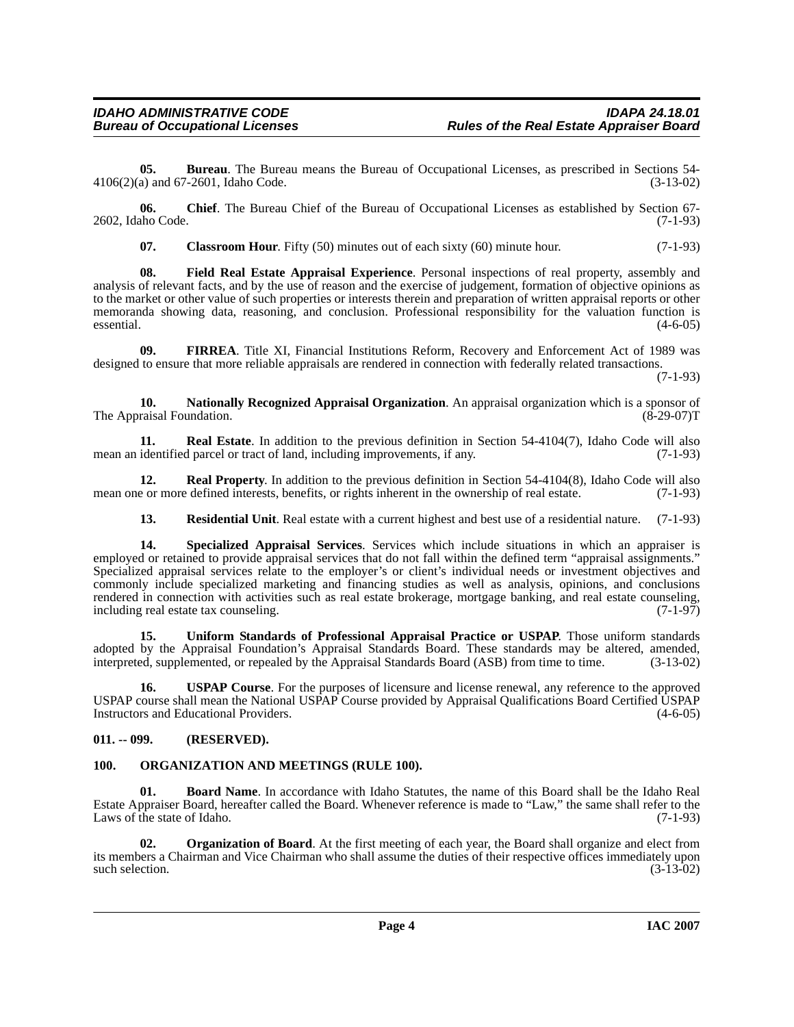**05. Bureau**. The Bureau means the Bureau of Occupational Licenses, as prescribed in Sections 54-4106(2)(a) and 67-2601, Idaho Code. (3-13-02)

**06. Chief**. The Bureau Chief of the Bureau of Occupational Licenses as established by Section 67-2602, Idaho Code. (7-1-93)

**07. Classroom Hour**. Fifty (50) minutes out of each sixty (60) minute hour. (7-1-93)

**08. Field Real Estate Appraisal Experience**. Personal inspections of real property, assembly and analysis of relevant facts, and by the use of reason and the exercise of judgement, formation of objective opinions as to the market or other value of such properties or interests therein and preparation of written appraisal reports or other memoranda showing data, reasoning, and conclusion. Professional responsibility for the valuation function is essential. (4-6-05)

**09. FIRREA**. Title XI, Financial Institutions Reform, Recovery and Enforcement Act of 1989 was designed to ensure that more reliable appraisals are rendered in connection with federally related transactions. (7-1-93)

**10. Nationally Recognized Appraisal Organization**. An appraisal organization which is a sponsor of The Appraisal Foundation. (8-29-07)T

**11. Real Estate**. In addition to the previous definition in Section 54-4104(7), Idaho Code will also mean an identified parcel or tract of land, including improvements, if any. (7-1-93)

**12. Real Property**. In addition to the previous definition in Section 54-4104(8), Idaho Code will also mean one or more defined interests, benefits, or rights inherent in the ownership of real estate. (7-1-93)

**13. Residential Unit**. Real estate with a current highest and best use of a residential nature. (7-1-93)

**14. Specialized Appraisal Services**. Services which include situations in which an appraiser is employed or retained to provide appraisal services that do not fall within the defined term "appraisal assignments." Specialized appraisal services relate to the employer's or client's individual needs or investment objectives and commonly include specialized marketing and financing studies as well as analysis, opinions, and conclusions rendered in connection with activities such as real estate brokerage, mortgage banking, and real estate counseling, including real estate tax counseling. (7-1-97)

**15. Uniform Standards of Professional Appraisal Practice or USPAP**. Those uniform standards adopted by the Appraisal Foundation's Appraisal Standards Board. These standards may be altered, amended, interpreted, supplemented, or repealed by the Appraisal Standards Board (ASB) from time to time. (3-13-02)

**16. USPAP Course**. For the purposes of licensure and license renewal, any reference to the approved USPAP course shall mean the National USPAP Course provided by Appraisal Qualifications Board Certified USPAP Instructors and Educational Providers. (4-6-05)

## 011. -- 099. (RESERVED).

## 100. ORGANIZATION AND MEETINGS (RULE 100).

**01. Board Name**. In accordance with Idaho Statutes, the name of this Board shall be the Idaho Real Estate Appraiser Board, hereafter called the Board. Whenever reference is made to "Law," the same shall refer to the Laws of the state of Idaho. (7-1-93)

**02. Organization of Board**. At the first meeting of each year, the Board shall organize and elect from its members a Chairman and Vice Chairman who shall assume the duties of their respective offices immediately upon such selection. (3-13-02)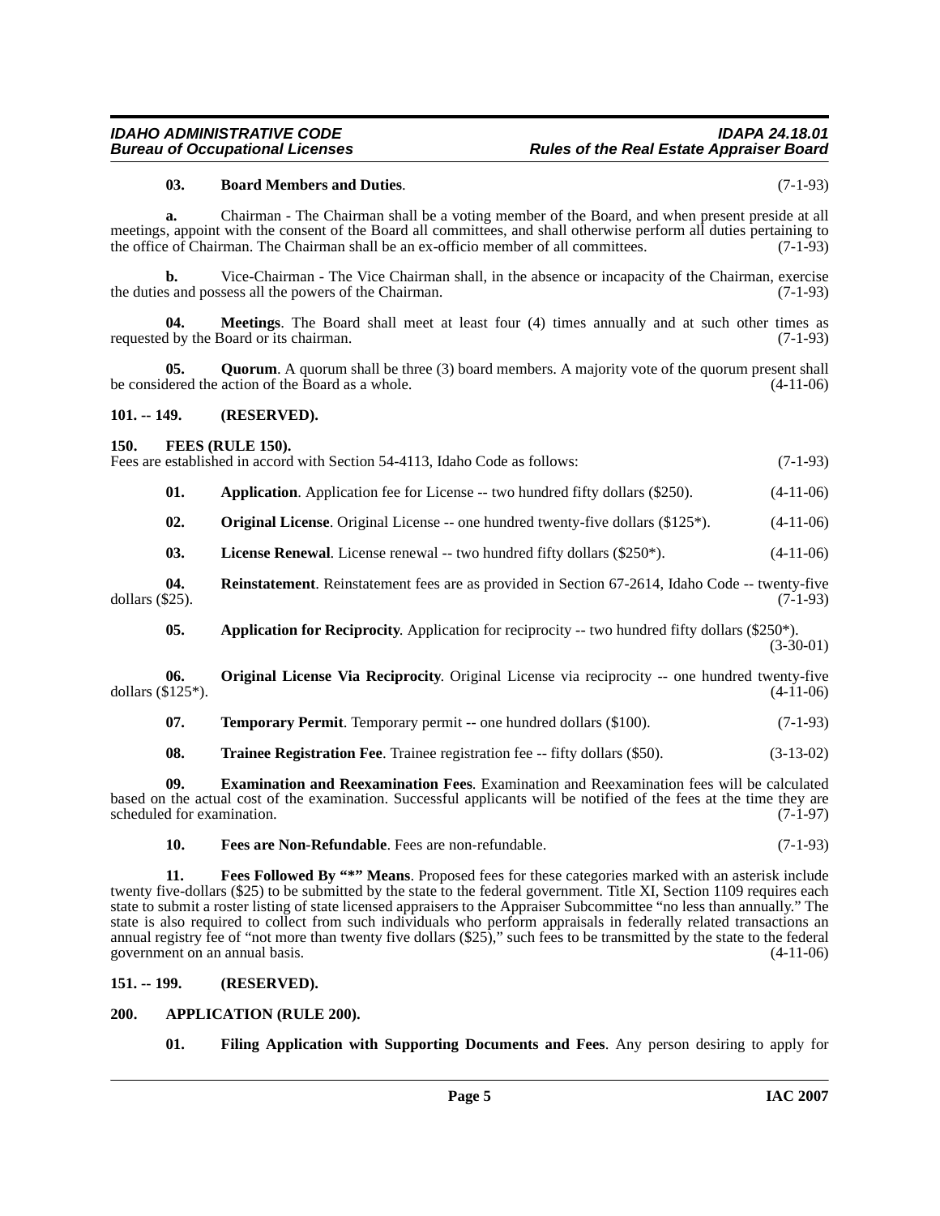**03. Board Members and Duties**. (7-1-93)

**a.** Chairman - The Chairman shall be a voting member of the Board, and when present preside at all meetings, appoint with the consent of the Board all committees, and shall otherwise perform all duties pertaining to the office of Chairman. The Chairman shall be an ex-officio member of all committees. (7-1-93)

**b.** Vice-Chairman - The Vice Chairman shall, in the absence or incapacity of the Chairman, exercise the duties and possess all the powers of the Chairman. (7-1-93)

**04. Meetings**. The Board shall meet at least four (4) times annually and at such other times as requested by the Board or its chairman. (7-1-93)

**05. Quorum**. A quorum shall be three (3) board members. A majority vote of the quorum present shall be considered the action of the Board as a whole. (4-11-06)

## 101. -- 149. (RESERVED).

## 150. FEES (RULE 150).

Fees are established in accord with Section 54-4113, Idaho Code as follows: (7-1-93)

**01. Application**. Application fee for License -- two hundred fifty dollars ($250). (4-11-06)

**02. Original License**. Original License -- one hundred twenty-five dollars ($125*). (4-11-06)

**03. License Renewal**. License renewal -- two hundred fifty dollars ($250*). (4-11-06)

**04. Reinstatement**. Reinstatement fees are as provided in Section 67-2614, Idaho Code -- twenty-five dollars ($25). (7-1-93)

**05. Application for Reciprocity**. Application for reciprocity -- two hundred fifty dollars ($250*). (3-30-01)

**06. Original License Via Reciprocity**. Original License via reciprocity -- one hundred twenty-five dollars ($125*). (4-11-06)

**07. Temporary Permit**. Temporary permit -- one hundred dollars ($100). (7-1-93)

**08. Trainee Registration Fee**. Trainee registration fee -- fifty dollars ($50). (3-13-02)

**09. Examination and Reexamination Fees**. Examination and Reexamination fees will be calculated based on the actual cost of the examination. Successful applicants will be notified of the fees at the time they are scheduled for examination. (7-1-97)

**10. Fees are Non-Refundable**. Fees are non-refundable. (7-1-93)

**11. Fees Followed By "*" Means**. Proposed fees for these categories marked with an asterisk include twenty five-dollars ($25) to be submitted by the state to the federal government. Title XI, Section 1109 requires each state to submit a roster listing of state licensed appraisers to the Appraiser Subcommittee "no less than annually." The state is also required to collect from such individuals who perform appraisals in federally related transactions an annual registry fee of "not more than twenty five dollars ($25)," such fees to be transmitted by the state to the federal government on an annual basis. (4-11-06)

## 151. -- 199. (RESERVED).

## 200. APPLICATION (RULE 200).

**01. Filing Application with Supporting Documents and Fees**. Any person desiring to apply for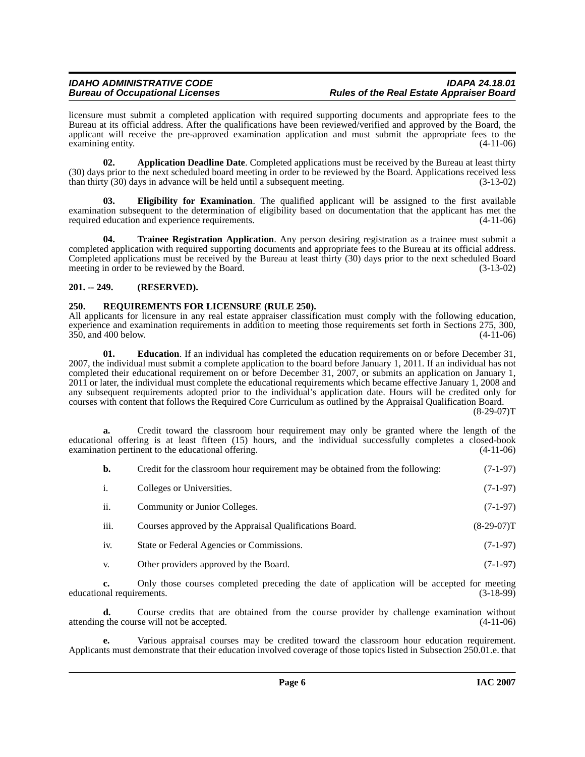licensure must submit a completed application with required supporting documents and appropriate fees to the Bureau at its official address. After the qualifications have been reviewed/verified and approved by the Board, the applicant will receive the pre-approved examination application and must submit the appropriate fees to the examining entity. (4-11-06)

**02. Application Deadline Date**. Completed applications must be received by the Bureau at least thirty (30) days prior to the next scheduled board meeting in order to be reviewed by the Board. Applications received less than thirty (30) days in advance will be held until a subsequent meeting. (3-13-02)

**03. Eligibility for Examination**. The qualified applicant will be assigned to the first available examination subsequent to the determination of eligibility based on documentation that the applicant has met the required education and experience requirements. (4-11-06)

**04. Trainee Registration Application**. Any person desiring registration as a trainee must submit a completed application with required supporting documents and appropriate fees to the Bureau at its official address. Completed applications must be received by the Bureau at least thirty (30) days prior to the next scheduled Board meeting in order to be reviewed by the Board. (3-13-02)

## 201. -- 249. (RESERVED).

## 250. REQUIREMENTS FOR LICENSURE (RULE 250).

All applicants for licensure in any real estate appraiser classification must comply with the following education, experience and examination requirements in addition to meeting those requirements set forth in Sections 275, 300, 350, and 400 below. (4-11-06)

**01. Education**. If an individual has completed the education requirements on or before December 31, 2007, the individual must submit a complete application to the board before January 1, 2011. If an individual has not completed their educational requirement on or before December 31, 2007, or submits an application on January 1, 2011 or later, the individual must complete the educational requirements which became effective January 1, 2008 and any subsequent requirements adopted prior to the individual's application date. Hours will be credited only for courses with content that follows the Required Core Curriculum as outlined by the Appraisal Qualification Board. (8-29-07)T

**a.** Credit toward the classroom hour requirement may only be granted where the length of the educational offering is at least fifteen (15) hours, and the individual successfully completes a closed-book examination pertinent to the educational offering. (4-11-06)

**b.** Credit for the classroom hour requirement may be obtained from the following: (7-1-97)

i. Colleges or Universities. (7-1-97)

ii. Community or Junior Colleges. (7-1-97)

iii. Courses approved by the Appraisal Qualifications Board. (8-29-07)T

iv. State or Federal Agencies or Commissions. (7-1-97)

v. Other providers approved by the Board. (7-1-97)

**c.** Only those courses completed preceding the date of application will be accepted for meeting educational requirements. (3-18-99)

**d.** Course credits that are obtained from the course provider by challenge examination without attending the course will not be accepted. (4-11-06)

**e.** Various appraisal courses may be credited toward the classroom hour education requirement. Applicants must demonstrate that their education involved coverage of those topics listed in Subsection 250.01.e. that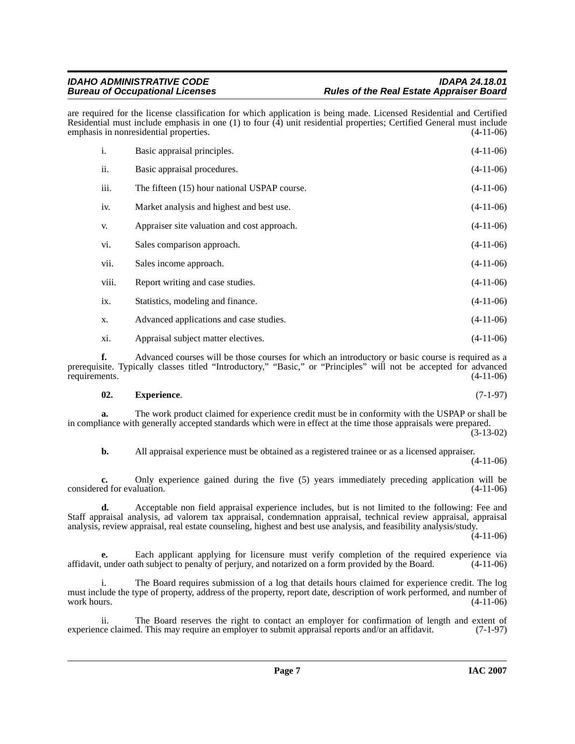are required for the license classification for which application is being made. Licensed Residential and Certified Residential must include emphasis in one (1) to four (4) unit residential properties; Certified General must include emphasis in nonresidential properties. (4-11-06)

i. Basic appraisal principles. (4-11-06)

ii. Basic appraisal procedures. (4-11-06)

iii. The fifteen (15) hour national USPAP course. (4-11-06)

iv. Market analysis and highest and best use. (4-11-06)

v. Appraiser site valuation and cost approach. (4-11-06)

vi. Sales comparison approach. (4-11-06)

vii. Sales income approach. (4-11-06)

viii. Report writing and case studies. (4-11-06)

ix. Statistics, modeling and finance. (4-11-06)

x. Advanced applications and case studies. (4-11-06)

xi. Appraisal subject matter electives. (4-11-06)

**f.** Advanced courses will be those courses for which an introductory or basic course is required as a prerequisite. Typically classes titled "Introductory," "Basic," or "Principles" will not be accepted for advanced requirements. (4-11-06)

**02. Experience**. (7-1-97)

**a.** The work product claimed for experience credit must be in conformity with the USPAP or shall be in compliance with generally accepted standards which were in effect at the time those appraisals were prepared. (3-13-02)

**b.** All appraisal experience must be obtained as a registered trainee or as a licensed appraiser. (4-11-06)

**c.** Only experience gained during the five (5) years immediately preceding application will be considered for evaluation. (4-11-06)

**d.** Acceptable non field appraisal experience includes, but is not limited to the following: Fee and Staff appraisal analysis, ad valorem tax appraisal, condemnation appraisal, technical review appraisal, appraisal analysis, review appraisal, real estate counseling, highest and best use analysis, and feasibility analysis/study. (4-11-06)

**e.** Each applicant applying for licensure must verify completion of the required experience via affidavit, under oath subject to penalty of perjury, and notarized on a form provided by the Board. (4-11-06)

i. The Board requires submission of a log that details hours claimed for experience credit. The log must include the type of property, address of the property, report date, description of work performed, and number of work hours. (4-11-06)

ii. The Board reserves the right to contact an employer for confirmation of length and extent of experience claimed. This may require an employer to submit appraisal reports and/or an affidavit. (7-1-97)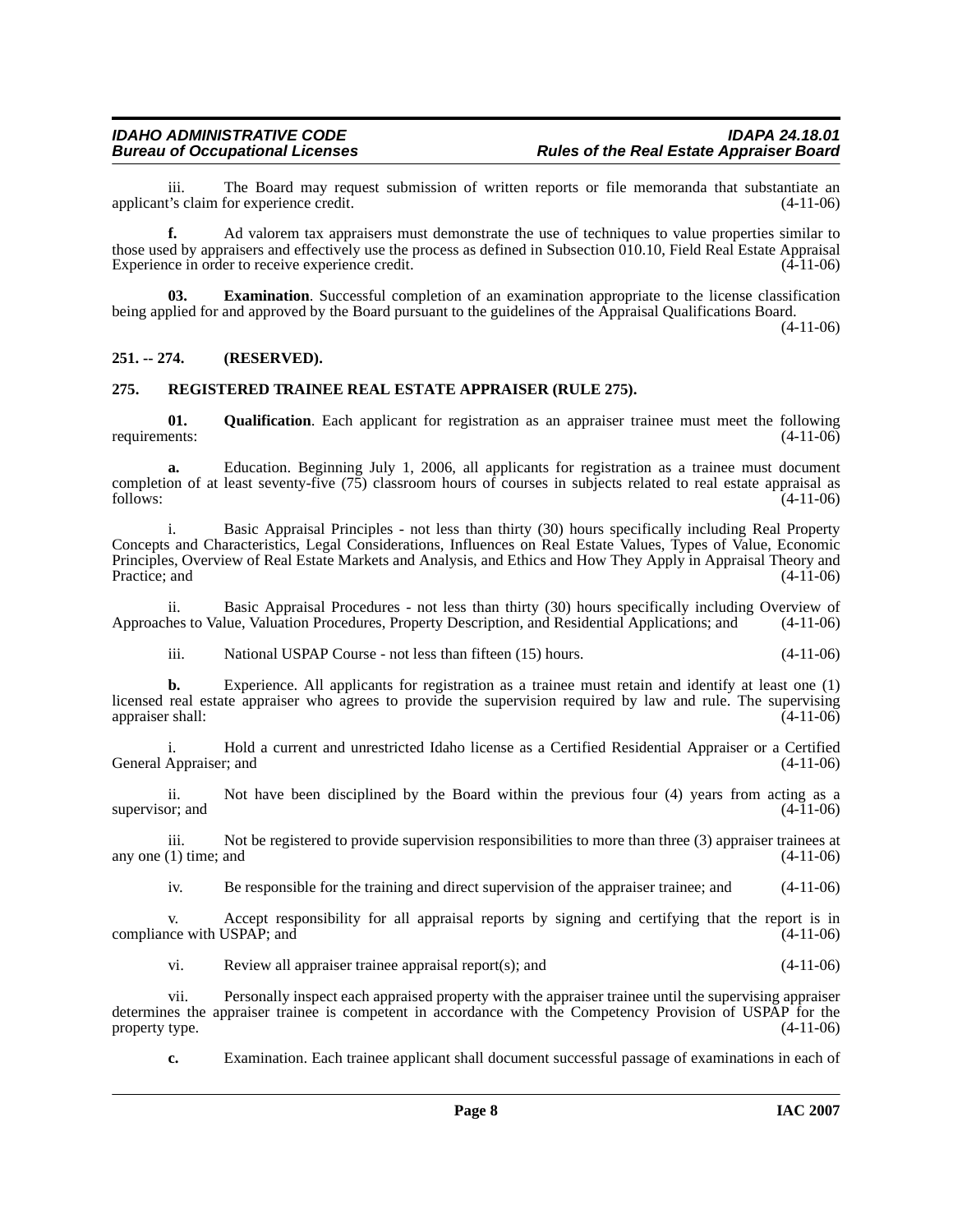iii. The Board may request submission of written reports or file memoranda that substantiate an applicant's claim for experience credit. (4-11-06)

**f.** Ad valorem tax appraisers must demonstrate the use of techniques to value properties similar to those used by appraisers and effectively use the process as defined in Subsection 010.10, Field Real Estate Appraisal Experience in order to receive experience credit. (4-11-06)

**03. Examination**. Successful completion of an examination appropriate to the license classification being applied for and approved by the Board pursuant to the guidelines of the Appraisal Qualifications Board. (4-11-06)

## 251. -- 274. (RESERVED).

## 275. REGISTERED TRAINEE REAL ESTATE APPRAISER (RULE 275).

**01. Qualification**. Each applicant for registration as an appraiser trainee must meet the following requirements: (4-11-06)

**a.** Education. Beginning July 1, 2006, all applicants for registration as a trainee must document completion of at least seventy-five (75) classroom hours of courses in subjects related to real estate appraisal as follows: (4-11-06)

i. Basic Appraisal Principles - not less than thirty (30) hours specifically including Real Property Concepts and Characteristics, Legal Considerations, Influences on Real Estate Values, Types of Value, Economic Principles, Overview of Real Estate Markets and Analysis, and Ethics and How They Apply in Appraisal Theory and Practice; and (4-11-06)

ii. Basic Appraisal Procedures - not less than thirty (30) hours specifically including Overview of Approaches to Value, Valuation Procedures, Property Description, and Residential Applications; and (4-11-06)

iii. National USPAP Course - not less than fifteen (15) hours. (4-11-06)

**b.** Experience. All applicants for registration as a trainee must retain and identify at least one (1) licensed real estate appraiser who agrees to provide the supervision required by law and rule. The supervising appraiser shall: (4-11-06)

i. Hold a current and unrestricted Idaho license as a Certified Residential Appraiser or a Certified General Appraiser; and (4-11-06)

ii. Not have been disciplined by the Board within the previous four (4) years from acting as a supervisor; and (4-11-06)

iii. Not be registered to provide supervision responsibilities to more than three (3) appraiser trainees at any one (1) time; and (4-11-06)

iv. Be responsible for the training and direct supervision of the appraiser trainee; and (4-11-06)

v. Accept responsibility for all appraisal reports by signing and certifying that the report is in compliance with USPAP; and (4-11-06)

vi. Review all appraiser trainee appraisal report(s); and (4-11-06)

vii. Personally inspect each appraised property with the appraiser trainee until the supervising appraiser determines the appraiser trainee is competent in accordance with the Competency Provision of USPAP for the property type. (4-11-06)

**c.** Examination. Each trainee applicant shall document successful passage of examinations in each of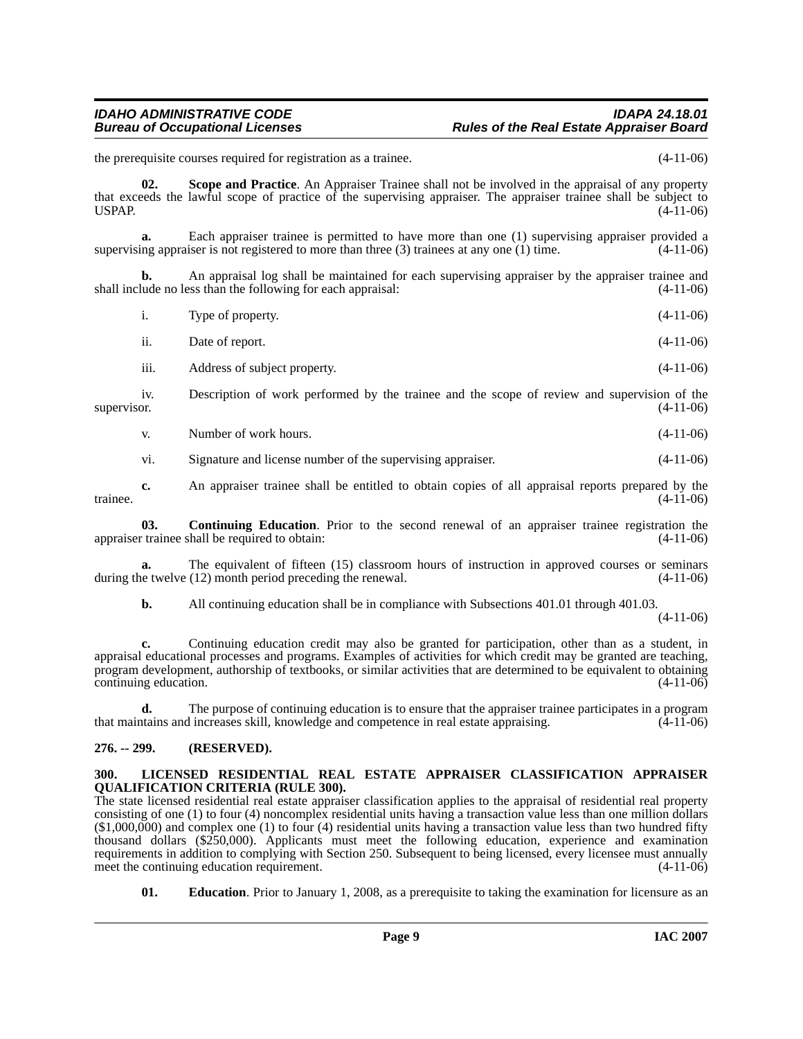the prerequisite courses required for registration as a trainee. (4-11-06)

**02. Scope and Practice**. An Appraiser Trainee shall not be involved in the appraisal of any property that exceeds the lawful scope of practice of the supervising appraiser. The appraiser trainee shall be subject to USPAP. (4-11-06)

**a.** Each appraiser trainee is permitted to have more than one (1) supervising appraiser provided a supervising appraiser is not registered to more than three (3) trainees at any one (1) time. (4-11-06)

**b.** An appraisal log shall be maintained for each supervising appraiser by the appraiser trainee and shall include no less than the following for each appraisal: (4-11-06)

i. Type of property. (4-11-06)

ii. Date of report. (4-11-06)

iii. Address of subject property. (4-11-06)

iv. Description of work performed by the trainee and the scope of review and supervision of the supervisor. (4-11-06)

v. Number of work hours. (4-11-06)

vi. Signature and license number of the supervising appraiser. (4-11-06)

**c.** An appraiser trainee shall be entitled to obtain copies of all appraisal reports prepared by the trainee. (4-11-06)

**03. Continuing Education**. Prior to the second renewal of an appraiser trainee registration the appraiser trainee shall be required to obtain: (4-11-06)

**a.** The equivalent of fifteen (15) classroom hours of instruction in approved courses or seminars during the twelve (12) month period preceding the renewal. (4-11-06)

**b.** All continuing education shall be in compliance with Subsections 401.01 through 401.03. (4-11-06)

**c.** Continuing education credit may also be granted for participation, other than as a student, in appraisal educational processes and programs. Examples of activities for which credit may be granted are teaching, program development, authorship of textbooks, or similar activities that are determined to be equivalent to obtaining continuing education. (4-11-06)

**d.** The purpose of continuing education is to ensure that the appraiser trainee participates in a program that maintains and increases skill, knowledge and competence in real estate appraising. (4-11-06)

## 276. -- 299. (RESERVED).

## 300. LICENSED RESIDENTIAL REAL ESTATE APPRAISER CLASSIFICATION APPRAISER QUALIFICATION CRITERIA (RULE 300).

The state licensed residential real estate appraiser classification applies to the appraisal of residential real property consisting of one (1) to four (4) noncomplex residential units having a transaction value less than one million dollars ($1,000,000) and complex one (1) to four (4) residential units having a transaction value less than two hundred fifty thousand dollars ($250,000). Applicants must meet the following education, experience and examination requirements in addition to complying with Section 250. Subsequent to being licensed, every licensee must annually meet the continuing education requirement. (4-11-06)

**01. Education**. Prior to January 1, 2008, as a prerequisite to taking the examination for licensure as an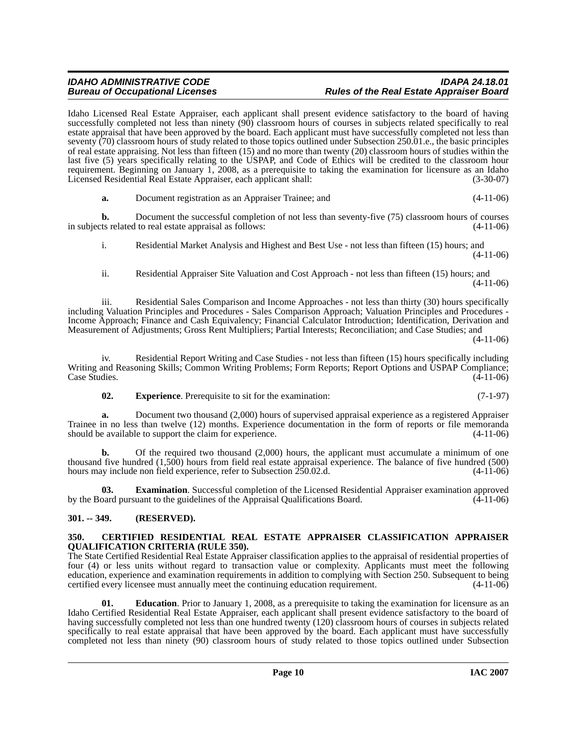Idaho Licensed Real Estate Appraiser, each applicant shall present evidence satisfactory to the board of having successfully completed not less than ninety (90) classroom hours of courses in subjects related specifically to real estate appraisal that have been approved by the board. Each applicant must have successfully completed not less than seventy (70) classroom hours of study related to those topics outlined under Subsection 250.01.e., the basic principles of real estate appraising. Not less than fifteen (15) and no more than twenty (20) classroom hours of studies within the last five (5) years specifically relating to the USPAP, and Code of Ethics will be credited to the classroom hour requirement. Beginning on January 1, 2008, as a prerequisite to taking the examination for licensure as an Idaho Licensed Residential Real Estate Appraiser, each applicant shall: (3-30-07)

**a.** Document registration as an Appraiser Trainee; and (4-11-06)

**b.** Document the successful completion of not less than seventy-five (75) classroom hours of courses in subjects related to real estate appraisal as follows: (4-11-06)

i. Residential Market Analysis and Highest and Best Use - not less than fifteen (15) hours; and (4-11-06)

ii. Residential Appraiser Site Valuation and Cost Approach - not less than fifteen (15) hours; and (4-11-06)

iii. Residential Sales Comparison and Income Approaches - not less than thirty (30) hours specifically including Valuation Principles and Procedures - Sales Comparison Approach; Valuation Principles and Procedures - Income Approach; Finance and Cash Equivalency; Financial Calculator Introduction; Identification, Derivation and Measurement of Adjustments; Gross Rent Multipliers; Partial Interests; Reconciliation; and Case Studies; and (4-11-06)

iv. Residential Report Writing and Case Studies - not less than fifteen (15) hours specifically including Writing and Reasoning Skills; Common Writing Problems; Form Reports; Report Options and USPAP Compliance; Case Studies. (4-11-06)

**02. Experience**. Prerequisite to sit for the examination: (7-1-97)

**a.** Document two thousand (2,000) hours of supervised appraisal experience as a registered Appraiser Trainee in no less than twelve (12) months. Experience documentation in the form of reports or file memoranda should be available to support the claim for experience. (4-11-06)

**b.** Of the required two thousand (2,000) hours, the applicant must accumulate a minimum of one thousand five hundred (1,500) hours from field real estate appraisal experience. The balance of five hundred (500) hours may include non field experience, refer to Subsection 250.02.d. (4-11-06)

**03. Examination**. Successful completion of the Licensed Residential Appraiser examination approved by the Board pursuant to the guidelines of the Appraisal Qualifications Board. (4-11-06)

### 301. -- 349. (RESERVED).

### 350. CERTIFIED RESIDENTIAL REAL ESTATE APPRAISER CLASSIFICATION APPRAISER QUALIFICATION CRITERIA (RULE 350).

The State Certified Residential Real Estate Appraiser classification applies to the appraisal of residential properties of four (4) or less units without regard to transaction value or complexity. Applicants must meet the following education, experience and examination requirements in addition to complying with Section 250. Subsequent to being certified every licensee must annually meet the continuing education requirement. (4-11-06)

**01. Education**. Prior to January 1, 2008, as a prerequisite to taking the examination for licensure as an Idaho Certified Residential Real Estate Appraiser, each applicant shall present evidence satisfactory to the board of having successfully completed not less than one hundred twenty (120) classroom hours of courses in subjects related specifically to real estate appraisal that have been approved by the board. Each applicant must have successfully completed not less than ninety (90) classroom hours of study related to those topics outlined under Subsection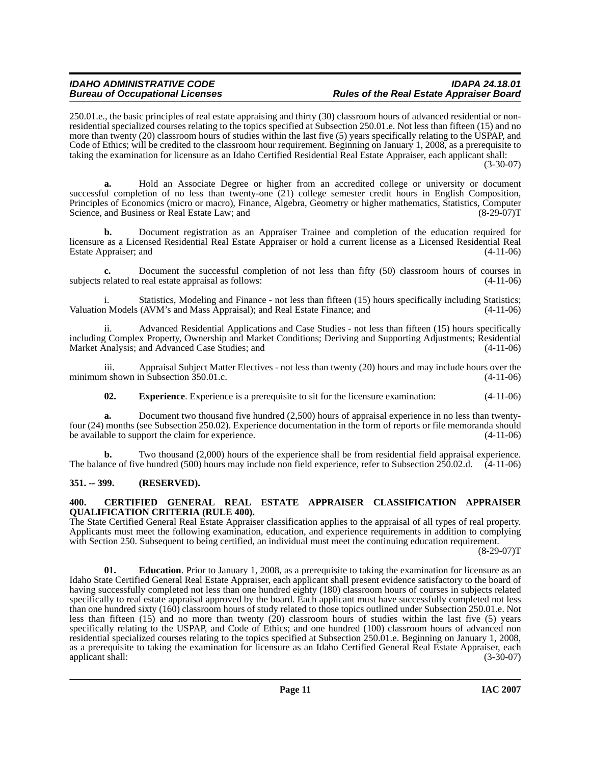250.01.e., the basic principles of real estate appraising and thirty (30) classroom hours of advanced residential or non-residential specialized courses relating to the topics specified at Subsection 250.01.e. Not less than fifteen (15) and no more than twenty (20) classroom hours of studies within the last five (5) years specifically relating to the USPAP, and Code of Ethics; will be credited to the classroom hour requirement. Beginning on January 1, 2008, as a prerequisite to taking the examination for licensure as an Idaho Certified Residential Real Estate Appraiser, each applicant shall: (3-30-07)

**a.** Hold an Associate Degree or higher from an accredited college or university or document successful completion of no less than twenty-one (21) college semester credit hours in English Composition, Principles of Economics (micro or macro), Finance, Algebra, Geometry or higher mathematics, Statistics, Computer Science, and Business or Real Estate Law; and (8-29-07)T

**b.** Document registration as an Appraiser Trainee and completion of the education required for licensure as a Licensed Residential Real Estate Appraiser or hold a current license as a Licensed Residential Real Estate Appraiser; and (4-11-06)

**c.** Document the successful completion of not less than fifty (50) classroom hours of courses in subjects related to real estate appraisal as follows: (4-11-06)

i. Statistics, Modeling and Finance - not less than fifteen (15) hours specifically including Statistics; Valuation Models (AVM's and Mass Appraisal); and Real Estate Finance; and (4-11-06)

ii. Advanced Residential Applications and Case Studies - not less than fifteen (15) hours specifically including Complex Property, Ownership and Market Conditions; Deriving and Supporting Adjustments; Residential Market Analysis; and Advanced Case Studies; and (4-11-06)

iii. Appraisal Subject Matter Electives - not less than twenty (20) hours and may include hours over the minimum shown in Subsection 350.01.c. (4-11-06)

**02. Experience**. Experience is a prerequisite to sit for the licensure examination: (4-11-06)

**a.** Document two thousand five hundred (2,500) hours of appraisal experience in no less than twenty-four (24) months (see Subsection 250.02). Experience documentation in the form of reports or file memoranda should be available to support the claim for experience. (4-11-06)

**b.** Two thousand (2,000) hours of the experience shall be from residential field appraisal experience. The balance of five hundred (500) hours may include non field experience, refer to Subsection 250.02.d. (4-11-06)

## 351. -- 399. (RESERVED).

## 400. CERTIFIED GENERAL REAL ESTATE APPRAISER CLASSIFICATION APPRAISER QUALIFICATION CRITERIA (RULE 400).

The State Certified General Real Estate Appraiser classification applies to the appraisal of all types of real property. Applicants must meet the following examination, education, and experience requirements in addition to complying with Section 250. Subsequent to being certified, an individual must meet the continuing education requirement. (8-29-07)T

**01. Education**. Prior to January 1, 2008, as a prerequisite to taking the examination for licensure as an Idaho State Certified General Real Estate Appraiser, each applicant shall present evidence satisfactory to the board of having successfully completed not less than one hundred eighty (180) classroom hours of courses in subjects related specifically to real estate appraisal approved by the board. Each applicant must have successfully completed not less than one hundred sixty (160) classroom hours of study related to those topics outlined under Subsection 250.01.e. Not less than fifteen (15) and no more than twenty (20) classroom hours of studies within the last five (5) years specifically relating to the USPAP, and Code of Ethics; and one hundred (100) classroom hours of advanced non residential specialized courses relating to the topics specified at Subsection 250.01.e. Beginning on January 1, 2008, as a prerequisite to taking the examination for licensure as an Idaho Certified General Real Estate Appraiser, each applicant shall: (3-30-07)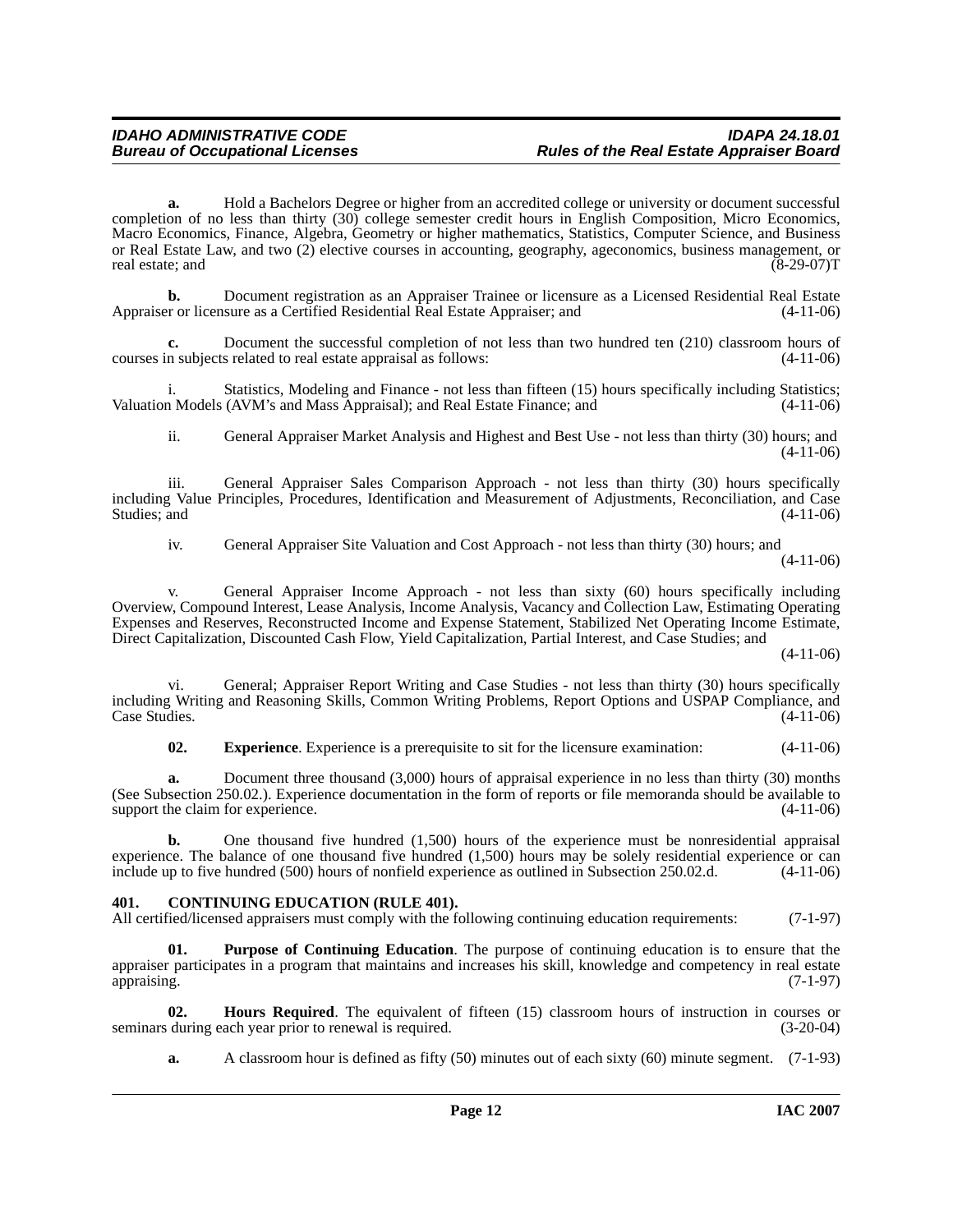**a.** Hold a Bachelors Degree or higher from an accredited college or university or document successful completion of no less than thirty (30) college semester credit hours in English Composition, Micro Economics, Macro Economics, Finance, Algebra, Geometry or higher mathematics, Statistics, Computer Science, and Business or Real Estate Law, and two (2) elective courses in accounting, geography, ageconomics, business management, or real estate; and (8-29-07)T

**b.** Document registration as an Appraiser Trainee or licensure as a Licensed Residential Real Estate Appraiser or licensure as a Certified Residential Real Estate Appraiser; and (4-11-06)

**c.** Document the successful completion of not less than two hundred ten (210) classroom hours of courses in subjects related to real estate appraisal as follows: (4-11-06)

i. Statistics, Modeling and Finance - not less than fifteen (15) hours specifically including Statistics; Valuation Models (AVM's and Mass Appraisal); and Real Estate Finance; and (4-11-06)

ii. General Appraiser Market Analysis and Highest and Best Use - not less than thirty (30) hours; and (4-11-06)

iii. General Appraiser Sales Comparison Approach - not less than thirty (30) hours specifically including Value Principles, Procedures, Identification and Measurement of Adjustments, Reconciliation, and Case Studies; and (4-11-06)

iv. General Appraiser Site Valuation and Cost Approach - not less than thirty (30) hours; and (4-11-06)

v. General Appraiser Income Approach - not less than sixty (60) hours specifically including Overview, Compound Interest, Lease Analysis, Income Analysis, Vacancy and Collection Law, Estimating Operating Expenses and Reserves, Reconstructed Income and Expense Statement, Stabilized Net Operating Income Estimate, Direct Capitalization, Discounted Cash Flow, Yield Capitalization, Partial Interest, and Case Studies; and (4-11-06)

vi. General; Appraiser Report Writing and Case Studies - not less than thirty (30) hours specifically including Writing and Reasoning Skills, Common Writing Problems, Report Options and USPAP Compliance, and Case Studies. (4-11-06)

**02. Experience**. Experience is a prerequisite to sit for the licensure examination: (4-11-06)

**a.** Document three thousand (3,000) hours of appraisal experience in no less than thirty (30) months (See Subsection 250.02.). Experience documentation in the form of reports or file memoranda should be available to support the claim for experience. (4-11-06)

**b.** One thousand five hundred (1,500) hours of the experience must be nonresidential appraisal experience. The balance of one thousand five hundred (1,500) hours may be solely residential experience or can include up to five hundred (500) hours of nonfield experience as outlined in Subsection 250.02.d. (4-11-06)

## 401. CONTINUING EDUCATION (RULE 401).

All certified/licensed appraisers must comply with the following continuing education requirements: (7-1-97)

**01. Purpose of Continuing Education**. The purpose of continuing education is to ensure that the appraiser participates in a program that maintains and increases his skill, knowledge and competency in real estate appraising. (7-1-97)

**02. Hours Required**. The equivalent of fifteen (15) classroom hours of instruction in courses or seminars during each year prior to renewal is required. (3-20-04)

**a.** A classroom hour is defined as fifty (50) minutes out of each sixty (60) minute segment. (7-1-93)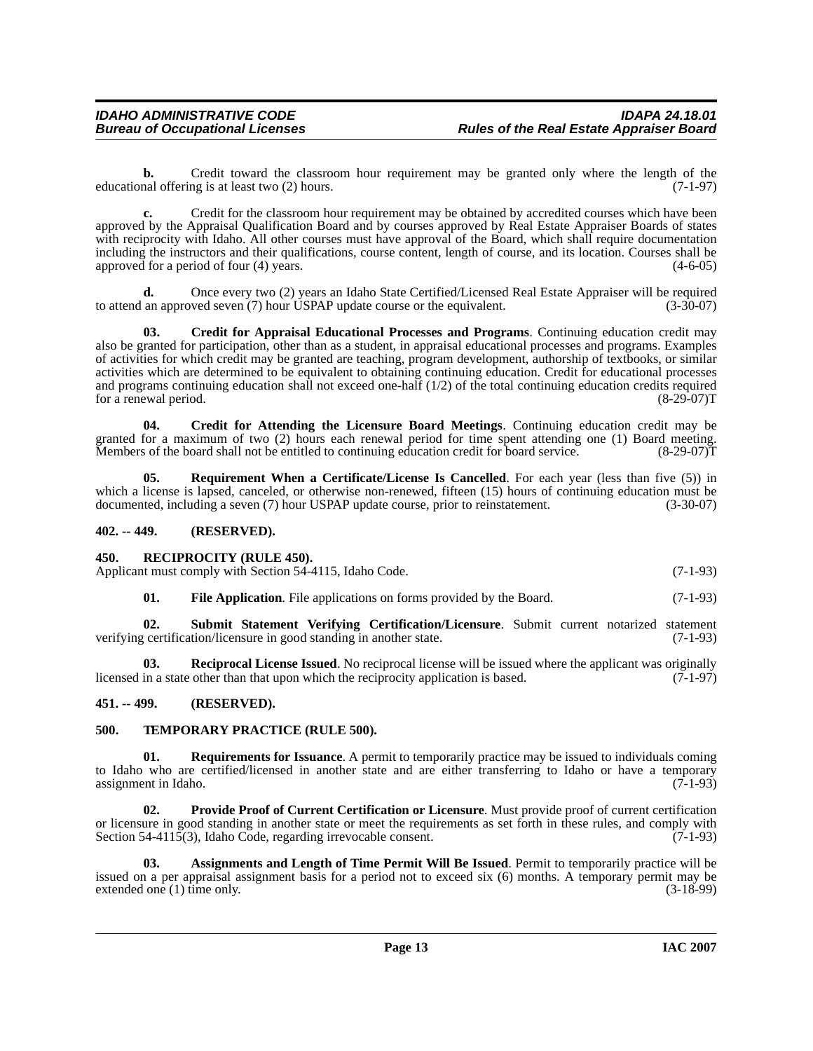**b.** Credit toward the classroom hour requirement may be granted only where the length of the educational offering is at least two (2) hours. (7-1-97)

**c.** Credit for the classroom hour requirement may be obtained by accredited courses which have been approved by the Appraisal Qualification Board and by courses approved by Real Estate Appraiser Boards of states with reciprocity with Idaho. All other courses must have approval of the Board, which shall require documentation including the instructors and their qualifications, course content, length of course, and its location. Courses shall be approved for a period of four (4) years. (4-6-05)

**d.** Once every two (2) years an Idaho State Certified/Licensed Real Estate Appraiser will be required to attend an approved seven (7) hour USPAP update course or the equivalent. (3-30-07)

**03. Credit for Appraisal Educational Processes and Programs**. Continuing education credit may also be granted for participation, other than as a student, in appraisal educational processes and programs. Examples of activities for which credit may be granted are teaching, program development, authorship of textbooks, or similar activities which are determined to be equivalent to obtaining continuing education. Credit for educational processes and programs continuing education shall not exceed one-half (1/2) of the total continuing education credits required for a renewal period. (8-29-07)T

**04. Credit for Attending the Licensure Board Meetings**. Continuing education credit may be granted for a maximum of two (2) hours each renewal period for time spent attending one (1) Board meeting. Members of the board shall not be entitled to continuing education credit for board service. (8-29-07)T

**05. Requirement When a Certificate/License Is Cancelled**. For each year (less than five (5)) in which a license is lapsed, canceled, or otherwise non-renewed, fifteen (15) hours of continuing education must be documented, including a seven (7) hour USPAP update course, prior to reinstatement. (3-30-07)

## 402. -- 449. (RESERVED).

## 450. RECIPROCITY (RULE 450).

Applicant must comply with Section 54-4115, Idaho Code. (7-1-93)

**01. File Application**. File applications on forms provided by the Board. (7-1-93)

**02. Submit Statement Verifying Certification/Licensure**. Submit current notarized statement verifying certification/licensure in good standing in another state. (7-1-93)

**03. Reciprocal License Issued**. No reciprocal license will be issued where the applicant was originally licensed in a state other than that upon which the reciprocity application is based. (7-1-97)

## 451. -- 499. (RESERVED).

## 500. TEMPORARY PRACTICE (RULE 500).

**01. Requirements for Issuance**. A permit to temporarily practice may be issued to individuals coming to Idaho who are certified/licensed in another state and are either transferring to Idaho or have a temporary assignment in Idaho. (7-1-93)

**02. Provide Proof of Current Certification or Licensure**. Must provide proof of current certification or licensure in good standing in another state or meet the requirements as set forth in these rules, and comply with Section 54-4115(3), Idaho Code, regarding irrevocable consent. (7-1-93)

**03. Assignments and Length of Time Permit Will Be Issued**. Permit to temporarily practice will be issued on a per appraisal assignment basis for a period not to exceed six (6) months. A temporary permit may be extended one (1) time only. (3-18-99)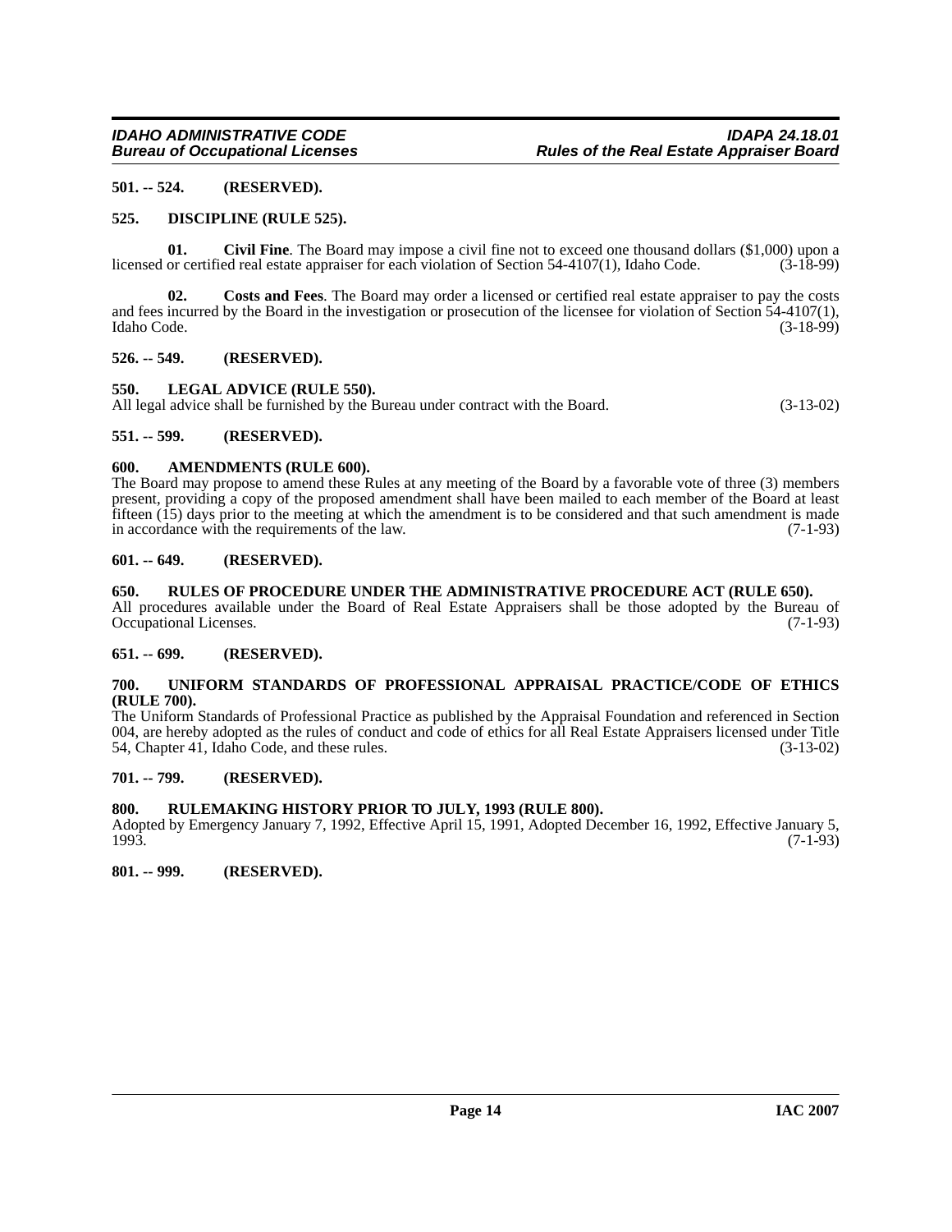**501. -- 524. (RESERVED).**

**525. DISCIPLINE (RULE 525).**

**01. Civil Fine**. The Board may impose a civil fine not to exceed one thousand dollars ($1,000) upon a licensed or certified real estate appraiser for each violation of Section 54-4107(1), Idaho Code. (3-18-99)

**02. Costs and Fees**. The Board may order a licensed or certified real estate appraiser to pay the costs and fees incurred by the Board in the investigation or prosecution of the licensee for violation of Section 54-4107(1), Idaho Code. (3-18-99)

**526. -- 549. (RESERVED).**

**550. LEGAL ADVICE (RULE 550).**
All legal advice shall be furnished by the Bureau under contract with the Board. (3-13-02)

**551. -- 599. (RESERVED).**

**600. AMENDMENTS (RULE 600).**
The Board may propose to amend these Rules at any meeting of the Board by a favorable vote of three (3) members present, providing a copy of the proposed amendment shall have been mailed to each member of the Board at least fifteen (15) days prior to the meeting at which the amendment is to be considered and that such amendment is made in accordance with the requirements of the law. (7-1-93)

**601. -- 649. (RESERVED).**

**650. RULES OF PROCEDURE UNDER THE ADMINISTRATIVE PROCEDURE ACT (RULE 650).**
All procedures available under the Board of Real Estate Appraisers shall be those adopted by the Bureau of Occupational Licenses. (7-1-93)

**651. -- 699. (RESERVED).**

**700. UNIFORM STANDARDS OF PROFESSIONAL APPRAISAL PRACTICE/CODE OF ETHICS (RULE 700).**
The Uniform Standards of Professional Practice as published by the Appraisal Foundation and referenced in Section 004, are hereby adopted as the rules of conduct and code of ethics for all Real Estate Appraisers licensed under Title 54, Chapter 41, Idaho Code, and these rules. (3-13-02)

**701. -- 799. (RESERVED).**

**800. RULEMAKING HISTORY PRIOR TO JULY, 1993 (RULE 800).**
Adopted by Emergency January 7, 1992, Effective April 15, 1991, Adopted December 16, 1992, Effective January 5, 1993. (7-1-93)

**801. -- 999. (RESERVED).**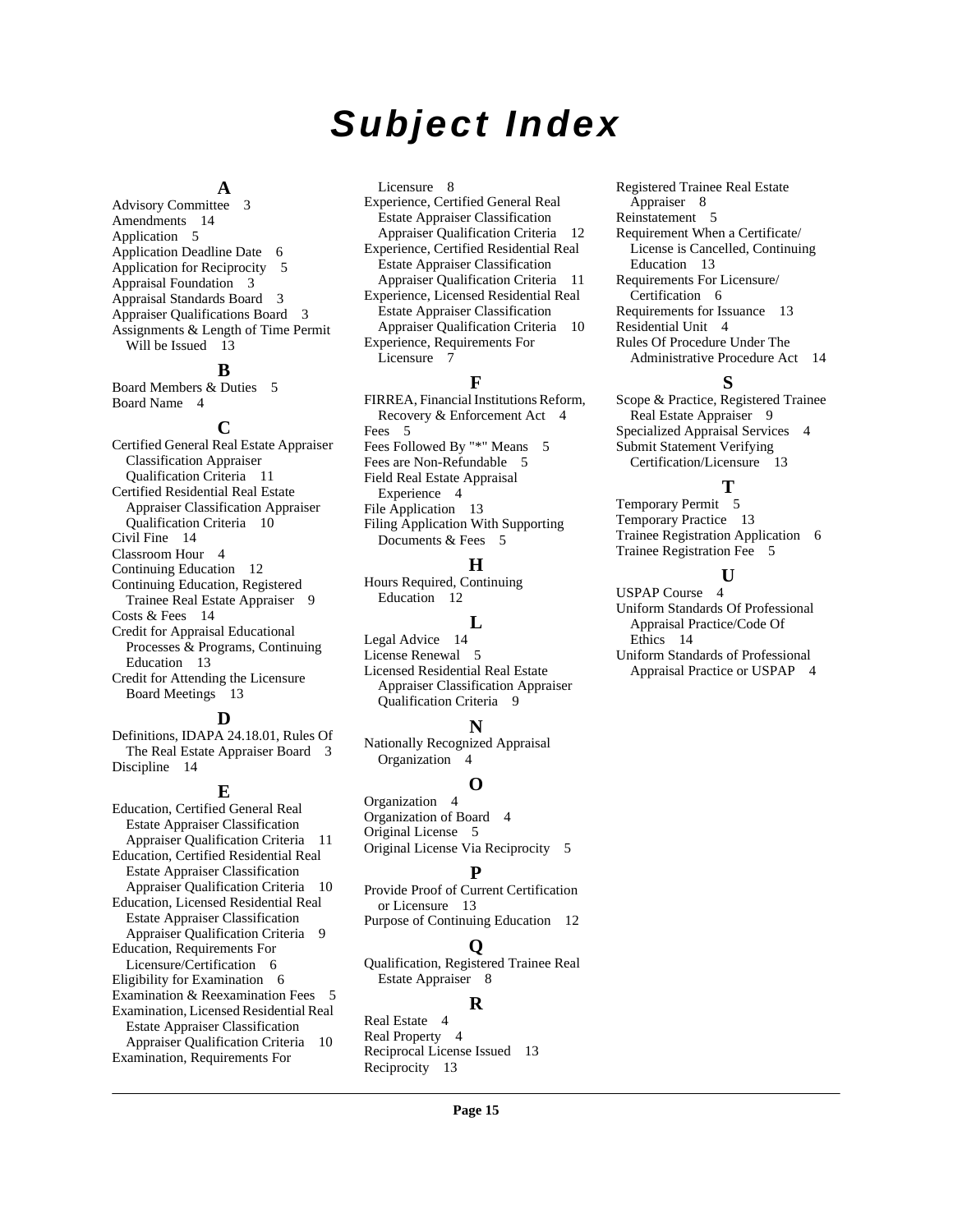# Subject Index

**A**

Advisory Committee 3
Amendments 14
Application 5
Application Deadline Date 6
Application for Reciprocity 5
Appraisal Foundation 3
Appraisal Standards Board 3
Appraiser Qualifications Board 3
Assignments & Length of Time Permit Will be Issued 13

**B**

Board Members & Duties 5
Board Name 4

**C**

Certified General Real Estate Appraiser Classification Appraiser Qualification Criteria 11
Certified Residential Real Estate Appraiser Classification Appraiser Qualification Criteria 10
Civil Fine 14
Classroom Hour 4
Continuing Education 12
Continuing Education, Registered Trainee Real Estate Appraiser 9
Costs & Fees 14
Credit for Appraisal Educational Processes & Programs, Continuing Education 13
Credit for Attending the Licensure Board Meetings 13

**D**

Definitions, IDAPA 24.18.01, Rules Of The Real Estate Appraiser Board 3
Discipline 14

**E**

Education, Certified General Real Estate Appraiser Classification Appraiser Qualification Criteria 11
Education, Certified Residential Real Estate Appraiser Classification Appraiser Qualification Criteria 10
Education, Licensed Residential Real Estate Appraiser Classification Appraiser Qualification Criteria 9
Education, Requirements For Licensure/Certification 6
Eligibility for Examination 6
Examination & Reexamination Fees 5
Examination, Licensed Residential Real Estate Appraiser Classification Appraiser Qualification Criteria 10
Examination, Requirements For Licensure 8
Experience, Certified General Real Estate Appraiser Classification Appraiser Qualification Criteria 12
Experience, Certified Residential Real Estate Appraiser Classification Appraiser Qualification Criteria 11
Experience, Licensed Residential Real Estate Appraiser Classification Appraiser Qualification Criteria 10
Experience, Requirements For Licensure 7

**F**

FIRREA, Financial Institutions Reform, Recovery & Enforcement Act 4
Fees 5
Fees Followed By "*" Means 5
Fees are Non-Refundable 5
Field Real Estate Appraisal Experience 4
File Application 13
Filing Application With Supporting Documents & Fees 5

**H**

Hours Required, Continuing Education 12

**L**

Legal Advice 14
License Renewal 5
Licensed Residential Real Estate Appraiser Classification Appraiser Qualification Criteria 9

**N**

Nationally Recognized Appraisal Organization 4

**O**

Organization 4
Organization of Board 4
Original License 5
Original License Via Reciprocity 5

**P**

Provide Proof of Current Certification or Licensure 13
Purpose of Continuing Education 12

**Q**

Qualification, Registered Trainee Real Estate Appraiser 8

**R**

Real Estate 4
Real Property 4
Reciprocal License Issued 13
Reciprocity 13
Registered Trainee Real Estate Appraiser 8
Reinstatement 5
Requirement When a Certificate/License is Cancelled, Continuing Education 13
Requirements For Licensure/Certification 6
Requirements for Issuance 13
Residential Unit 4
Rules Of Procedure Under The Administrative Procedure Act 14

**S**

Scope & Practice, Registered Trainee Real Estate Appraiser 9
Specialized Appraisal Services 4
Submit Statement Verifying Certification/Licensure 13

**T**

Temporary Permit 5
Temporary Practice 13
Trainee Registration Application 6
Trainee Registration Fee 5

**U**

USPAP Course 4
Uniform Standards Of Professional Appraisal Practice/Code Of Ethics 14
Uniform Standards of Professional Appraisal Practice or USPAP 4